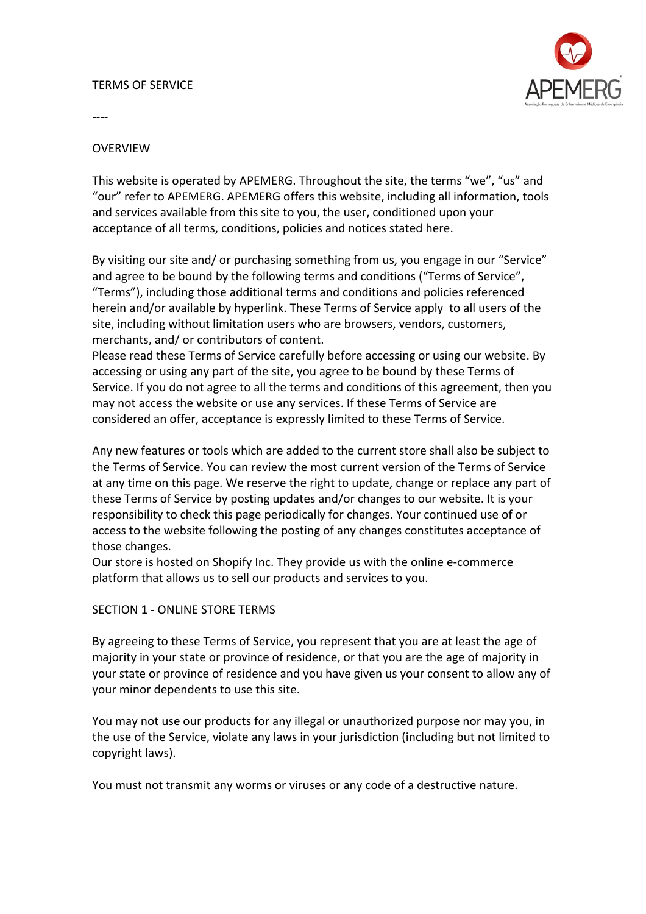# TERMS OF SERVICE

----

## OVERVIEW

This website is operated by APEMERG. Throughout the site, the terms “we”, “us” and “our” refer to APEMERG. APEMERG offers this website, including all information, tools and services available from this site to you, the user, conditioned upon your acceptance of all terms, conditions, policies and notices stated here.

By visiting our site and/ or purchasing something from us, you engage in our “Service” and agree to be bound by the following terms and conditions (“Terms of Service”, “Terms”), including those additional terms and conditions and policies referenced herein and/or available by hyperlink. These Terms of Service apply to all users of the site, including without limitation users who are browsers, vendors, customers, merchants, and/ or contributors of content.

Please read these Terms of Service carefully before accessing or using our website. By accessing or using any part of the site, you agree to be bound by these Terms of Service. If you do not agree to all the terms and conditions of this agreement, then you may not access the website or use any services. If these Terms of Service are considered an offer, acceptance is expressly limited to these Terms of Service.

Any new features or tools which are added to the current store shall also be subject to the Terms of Service. You can review the most current version of the Terms of Service at any time on this page. We reserve the right to update, change or replace any part of these Terms of Service by posting updates and/or changes to our website. It is your responsibility to check this page periodically for changes. Your continued use of or access to the website following the posting of any changes constitutes acceptance of those changes.

Our store is hosted on Shopify Inc. They provide us with the online e-commerce platform that allows us to sell our products and services to you.

## SECTION 1 - ONLINE STORE TERMS

By agreeing to these Terms of Service, you represent that you are at least the age of majority in your state or province of residence, or that you are the age of majority in your state or province of residence and you have given us your consent to allow any of your minor dependents to use this site.

You may not use our products for any illegal or unauthorized purpose nor may you, in the use of the Service, violate any laws in your jurisdiction (including but not limited to copyright laws).

You must not transmit any worms or viruses or any code of a destructive nature.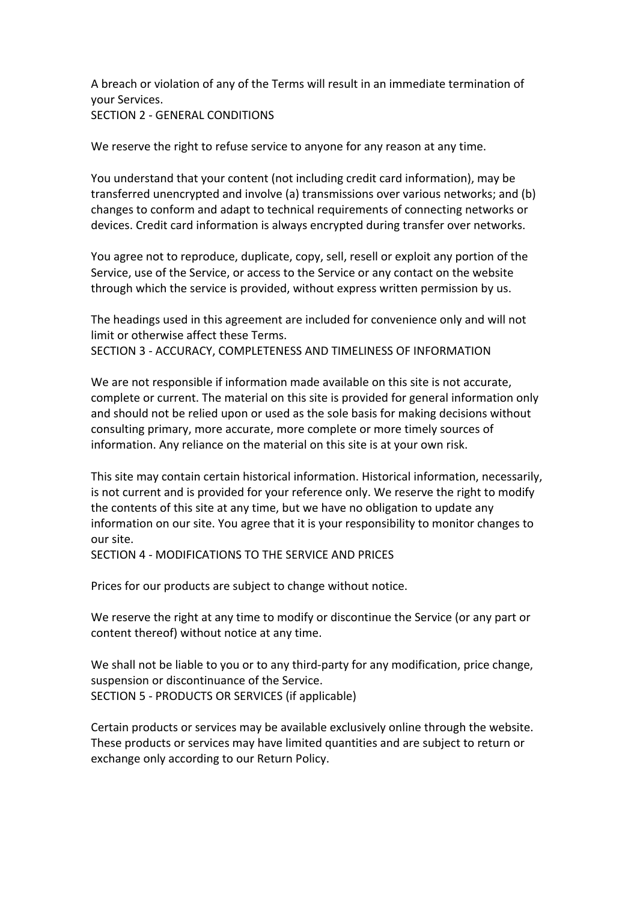A breach or violation of any of the Terms will result in an immediate termination of your Services.

## SECTION 2 - GENERAL CONDITIONS

We reserve the right to refuse service to anyone for any reason at any time.

You understand that your content (not including credit card information), may be transferred unencrypted and involve (a) transmissions over various networks; and (b) changes to conform and adapt to technical requirements of connecting networks or devices. Credit card information is always encrypted during transfer over networks.

You agree not to reproduce, duplicate, copy, sell, resell or exploit any portion of the Service, use of the Service, or access to the Service or any contact on the website through which the service is provided, without express written permission by us.

The headings used in this agreement are included for convenience only and will not limit or otherwise affect these Terms.

## SECTION 3 - ACCURACY, COMPLETENESS AND TIMELINESS OF INFORMATION

We are not responsible if information made available on this site is not accurate, complete or current. The material on this site is provided for general information only and should not be relied upon or used as the sole basis for making decisions without consulting primary, more accurate, more complete or more timely sources of information. Any reliance on the material on this site is at your own risk.

This site may contain certain historical information. Historical information, necessarily, is not current and is provided for your reference only. We reserve the right to modify the contents of this site at any time, but we have no obligation to update any information on our site. You agree that it is your responsibility to monitor changes to our site.

## SECTION 4 - MODIFICATIONS TO THE SERVICE AND PRICES

Prices for our products are subject to change without notice.

We reserve the right at any time to modify or discontinue the Service (or any part or content thereof) without notice at any time.

We shall not be liable to you or to any third-party for any modification, price change, suspension or discontinuance of the Service.

## SECTION 5 - PRODUCTS OR SERVICES (if applicable)

Certain products or services may be available exclusively online through the website. These products or services may have limited quantities and are subject to return or exchange only according to our Return Policy.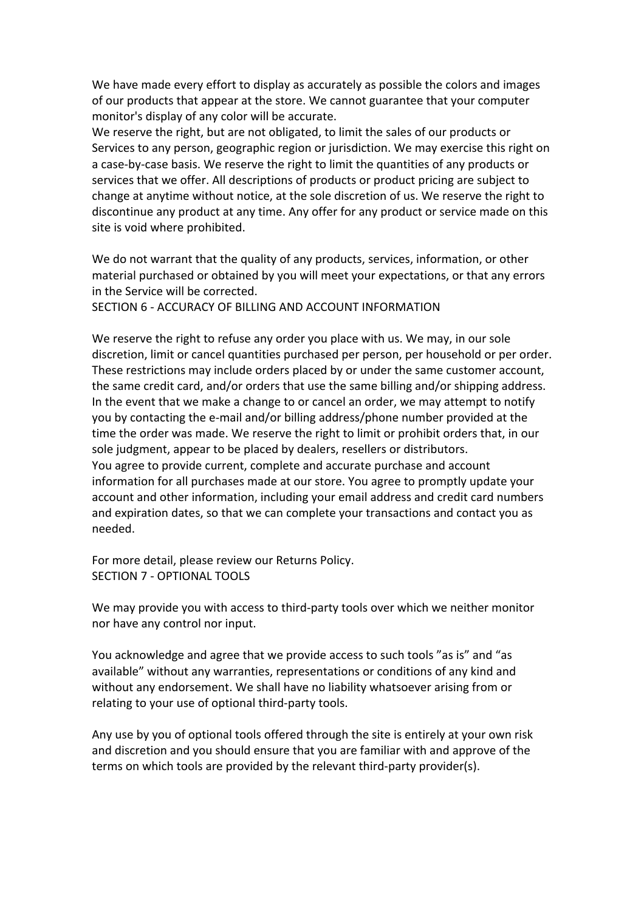We have made every effort to display as accurately as possible the colors and images of our products that appear at the store. We cannot guarantee that your computer monitor's display of any color will be accurate.
We reserve the right, but are not obligated, to limit the sales of our products or Services to any person, geographic region or jurisdiction. We may exercise this right on a case-by-case basis. We reserve the right to limit the quantities of any products or services that we offer. All descriptions of products or product pricing are subject to change at anytime without notice, at the sole discretion of us. We reserve the right to discontinue any product at any time. Any offer for any product or service made on this site is void where prohibited.

We do not warrant that the quality of any products, services, information, or other material purchased or obtained by you will meet your expectations, or that any errors in the Service will be corrected.

## SECTION 6 - ACCURACY OF BILLING AND ACCOUNT INFORMATION

We reserve the right to refuse any order you place with us. We may, in our sole discretion, limit or cancel quantities purchased per person, per household or per order. These restrictions may include orders placed by or under the same customer account, the same credit card, and/or orders that use the same billing and/or shipping address. In the event that we make a change to or cancel an order, we may attempt to notify you by contacting the e-mail and/or billing address/phone number provided at the time the order was made. We reserve the right to limit or prohibit orders that, in our sole judgment, appear to be placed by dealers, resellers or distributors.
You agree to provide current, complete and accurate purchase and account information for all purchases made at our store. You agree to promptly update your account and other information, including your email address and credit card numbers and expiration dates, so that we can complete your transactions and contact you as needed.

For more detail, please review our Returns Policy.

## SECTION 7 - OPTIONAL TOOLS

We may provide you with access to third-party tools over which we neither monitor nor have any control nor input.

You acknowledge and agree that we provide access to such tools "as is" and "as available" without any warranties, representations or conditions of any kind and without any endorsement. We shall have no liability whatsoever arising from or relating to your use of optional third-party tools.

Any use by you of optional tools offered through the site is entirely at your own risk and discretion and you should ensure that you are familiar with and approve of the terms on which tools are provided by the relevant third-party provider(s).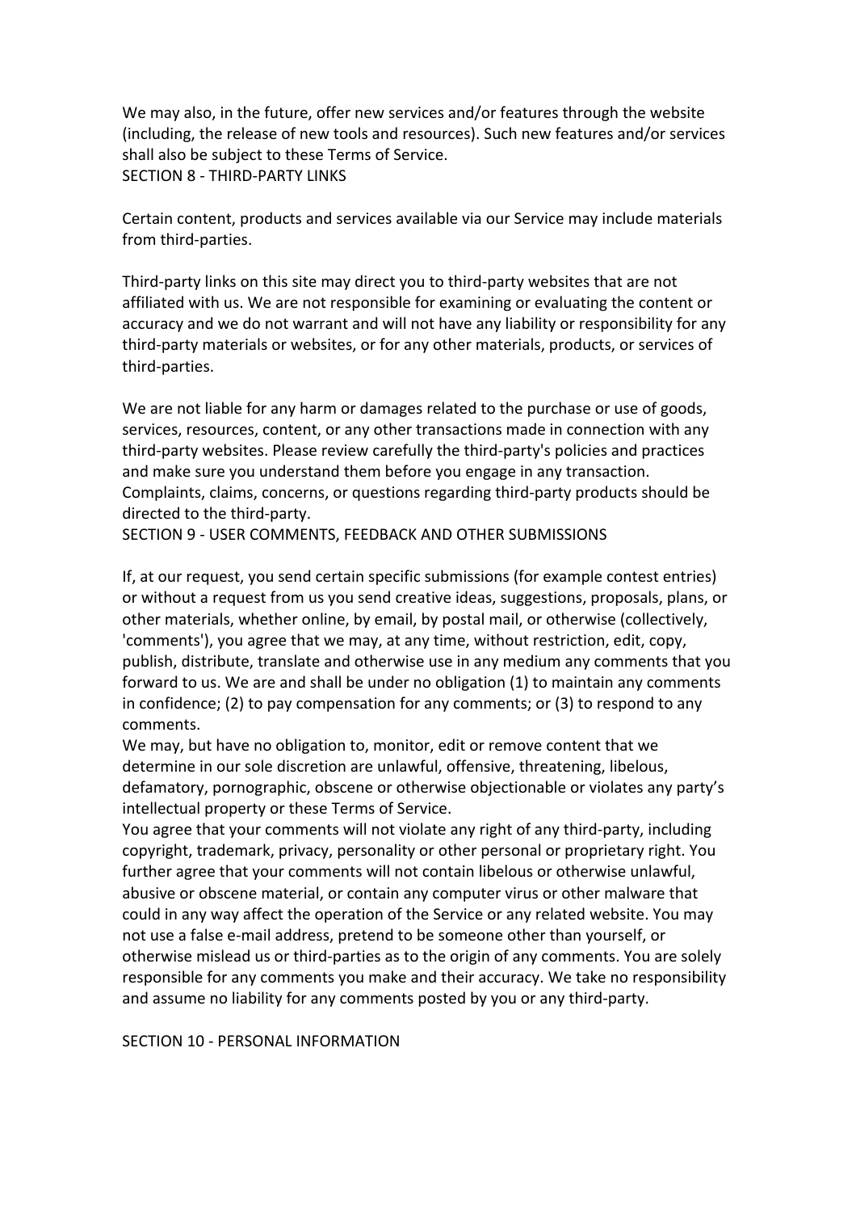We may also, in the future, offer new services and/or features through the website (including, the release of new tools and resources). Such new features and/or services shall also be subject to these Terms of Service.

## SECTION 8 - THIRD-PARTY LINKS

Certain content, products and services available via our Service may include materials from third-parties.

Third-party links on this site may direct you to third-party websites that are not affiliated with us. We are not responsible for examining or evaluating the content or accuracy and we do not warrant and will not have any liability or responsibility for any third-party materials or websites, or for any other materials, products, or services of third-parties.

We are not liable for any harm or damages related to the purchase or use of goods, services, resources, content, or any other transactions made in connection with any third-party websites. Please review carefully the third-party's policies and practices and make sure you understand them before you engage in any transaction. Complaints, claims, concerns, or questions regarding third-party products should be directed to the third-party.

## SECTION 9 - USER COMMENTS, FEEDBACK AND OTHER SUBMISSIONS

If, at our request, you send certain specific submissions (for example contest entries) or without a request from us you send creative ideas, suggestions, proposals, plans, or other materials, whether online, by email, by postal mail, or otherwise (collectively, 'comments'), you agree that we may, at any time, without restriction, edit, copy, publish, distribute, translate and otherwise use in any medium any comments that you forward to us. We are and shall be under no obligation (1) to maintain any comments in confidence; (2) to pay compensation for any comments; or (3) to respond to any comments.

We may, but have no obligation to, monitor, edit or remove content that we determine in our sole discretion are unlawful, offensive, threatening, libelous, defamatory, pornographic, obscene or otherwise objectionable or violates any party's intellectual property or these Terms of Service.

You agree that your comments will not violate any right of any third-party, including copyright, trademark, privacy, personality or other personal or proprietary right. You further agree that your comments will not contain libelous or otherwise unlawful, abusive or obscene material, or contain any computer virus or other malware that could in any way affect the operation of the Service or any related website. You may not use a false e-mail address, pretend to be someone other than yourself, or otherwise mislead us or third-parties as to the origin of any comments. You are solely responsible for any comments you make and their accuracy. We take no responsibility and assume no liability for any comments posted by you or any third-party.

## SECTION 10 - PERSONAL INFORMATION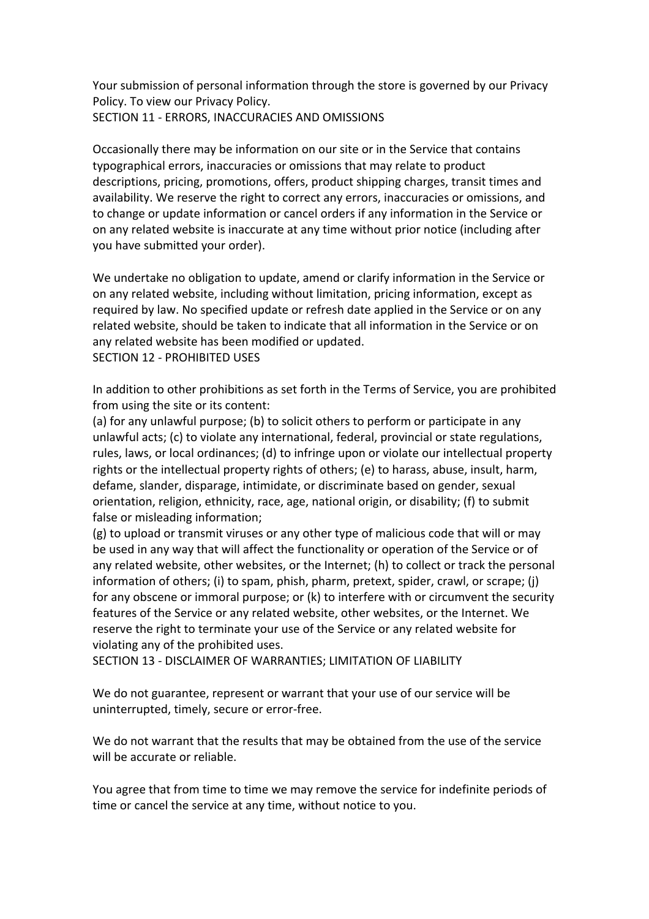Your submission of personal information through the store is governed by our Privacy Policy. To view our Privacy Policy.

## SECTION 11 - ERRORS, INACCURACIES AND OMISSIONS

Occasionally there may be information on our site or in the Service that contains typographical errors, inaccuracies or omissions that may relate to product descriptions, pricing, promotions, offers, product shipping charges, transit times and availability. We reserve the right to correct any errors, inaccuracies or omissions, and to change or update information or cancel orders if any information in the Service or on any related website is inaccurate at any time without prior notice (including after you have submitted your order).

We undertake no obligation to update, amend or clarify information in the Service or on any related website, including without limitation, pricing information, except as required by law. No specified update or refresh date applied in the Service or on any related website, should be taken to indicate that all information in the Service or on any related website has been modified or updated.

## SECTION 12 - PROHIBITED USES

In addition to other prohibitions as set forth in the Terms of Service, you are prohibited from using the site or its content:
(a) for any unlawful purpose; (b) to solicit others to perform or participate in any unlawful acts; (c) to violate any international, federal, provincial or state regulations, rules, laws, or local ordinances; (d) to infringe upon or violate our intellectual property rights or the intellectual property rights of others; (e) to harass, abuse, insult, harm, defame, slander, disparage, intimidate, or discriminate based on gender, sexual orientation, religion, ethnicity, race, age, national origin, or disability; (f) to submit false or misleading information;
(g) to upload or transmit viruses or any other type of malicious code that will or may be used in any way that will affect the functionality or operation of the Service or of any related website, other websites, or the Internet; (h) to collect or track the personal information of others; (i) to spam, phish, pharm, pretext, spider, crawl, or scrape; (j) for any obscene or immoral purpose; or (k) to interfere with or circumvent the security features of the Service or any related website, other websites, or the Internet. We reserve the right to terminate your use of the Service or any related website for violating any of the prohibited uses.

## SECTION 13 - DISCLAIMER OF WARRANTIES; LIMITATION OF LIABILITY

We do not guarantee, represent or warrant that your use of our service will be uninterrupted, timely, secure or error-free.

We do not warrant that the results that may be obtained from the use of the service will be accurate or reliable.

You agree that from time to time we may remove the service for indefinite periods of time or cancel the service at any time, without notice to you.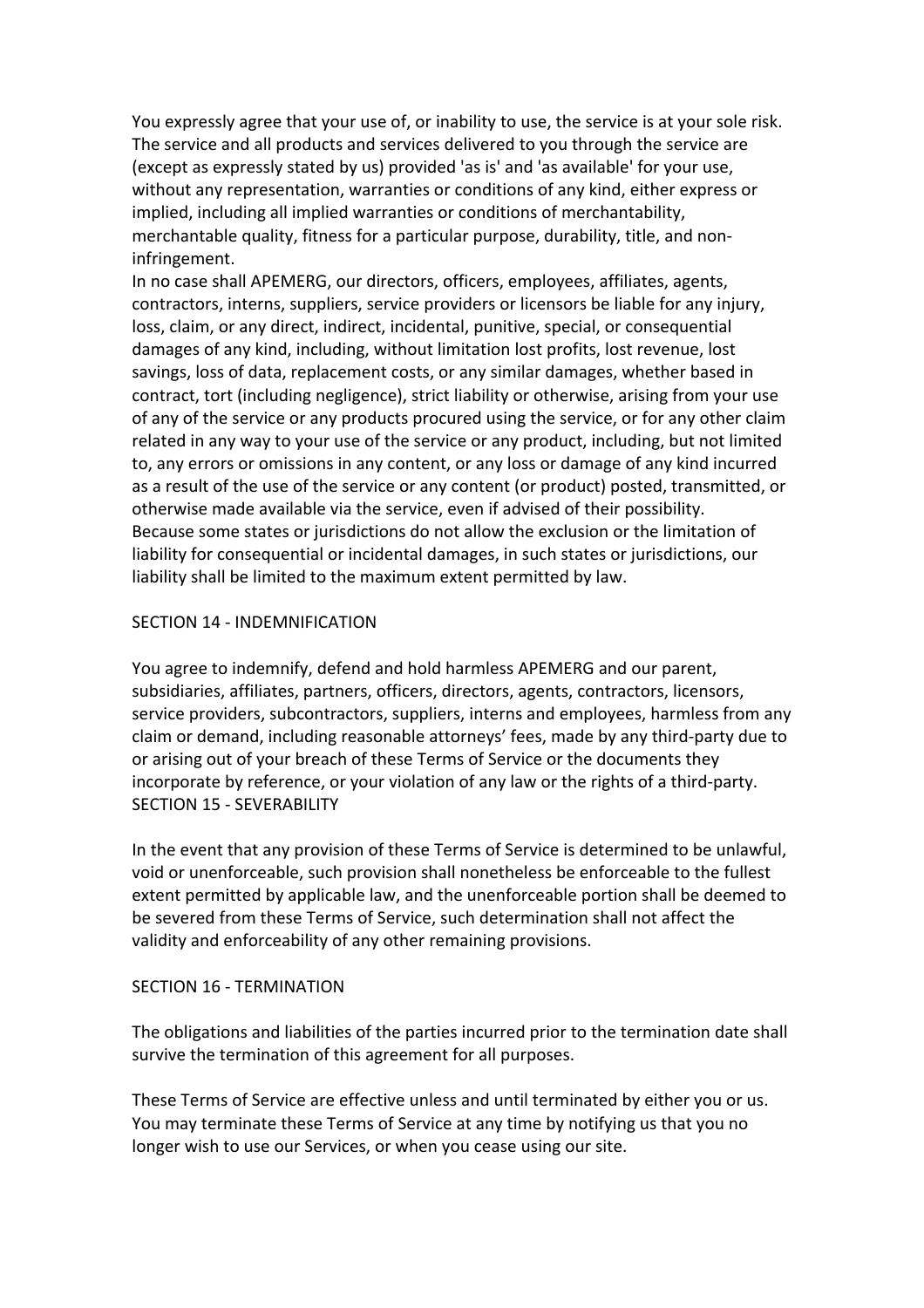You expressly agree that your use of, or inability to use, the service is at your sole risk. The service and all products and services delivered to you through the service are (except as expressly stated by us) provided 'as is' and 'as available' for your use, without any representation, warranties or conditions of any kind, either express or implied, including all implied warranties or conditions of merchantability, merchantable quality, fitness for a particular purpose, durability, title, and non-infringement.

In no case shall APEMERG, our directors, officers, employees, affiliates, agents, contractors, interns, suppliers, service providers or licensors be liable for any injury, loss, claim, or any direct, indirect, incidental, punitive, special, or consequential damages of any kind, including, without limitation lost profits, lost revenue, lost savings, loss of data, replacement costs, or any similar damages, whether based in contract, tort (including negligence), strict liability or otherwise, arising from your use of any of the service or any products procured using the service, or for any other claim related in any way to your use of the service or any product, including, but not limited to, any errors or omissions in any content, or any loss or damage of any kind incurred as a result of the use of the service or any content (or product) posted, transmitted, or otherwise made available via the service, even if advised of their possibility.

Because some states or jurisdictions do not allow the exclusion or the limitation of liability for consequential or incidental damages, in such states or jurisdictions, our liability shall be limited to the maximum extent permitted by law.

## SECTION 14 - INDEMNIFICATION

You agree to indemnify, defend and hold harmless APEMERG and our parent, subsidiaries, affiliates, partners, officers, directors, agents, contractors, licensors, service providers, subcontractors, suppliers, interns and employees, harmless from any claim or demand, including reasonable attorneys' fees, made by any third-party due to or arising out of your breach of these Terms of Service or the documents they incorporate by reference, or your violation of any law or the rights of a third-party.

## SECTION 15 - SEVERABILITY

In the event that any provision of these Terms of Service is determined to be unlawful, void or unenforceable, such provision shall nonetheless be enforceable to the fullest extent permitted by applicable law, and the unenforceable portion shall be deemed to be severed from these Terms of Service, such determination shall not affect the validity and enforceability of any other remaining provisions.

## SECTION 16 - TERMINATION

The obligations and liabilities of the parties incurred prior to the termination date shall survive the termination of this agreement for all purposes.

These Terms of Service are effective unless and until terminated by either you or us. You may terminate these Terms of Service at any time by notifying us that you no longer wish to use our Services, or when you cease using our site.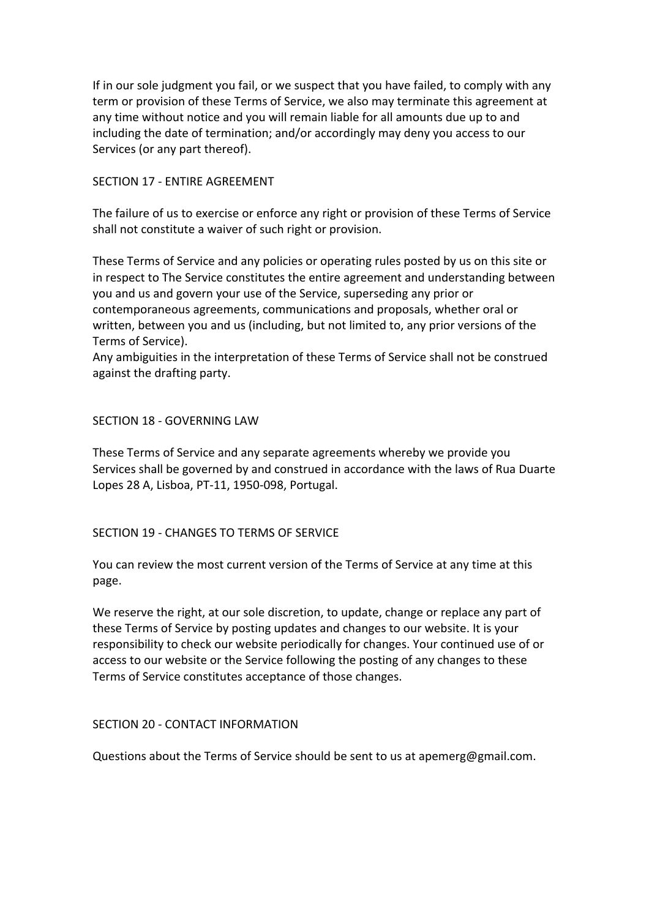If in our sole judgment you fail, or we suspect that you have failed, to comply with any term or provision of these Terms of Service, we also may terminate this agreement at any time without notice and you will remain liable for all amounts due up to and including the date of termination; and/or accordingly may deny you access to our Services (or any part thereof).

## SECTION 17 - ENTIRE AGREEMENT

The failure of us to exercise or enforce any right or provision of these Terms of Service shall not constitute a waiver of such right or provision.

These Terms of Service and any policies or operating rules posted by us on this site or in respect to The Service constitutes the entire agreement and understanding between you and us and govern your use of the Service, superseding any prior or contemporaneous agreements, communications and proposals, whether oral or written, between you and us (including, but not limited to, any prior versions of the Terms of Service).
Any ambiguities in the interpretation of these Terms of Service shall not be construed against the drafting party.

## SECTION 18 - GOVERNING LAW

These Terms of Service and any separate agreements whereby we provide you Services shall be governed by and construed in accordance with the laws of Rua Duarte Lopes 28 A, Lisboa, PT-11, 1950-098, Portugal.

## SECTION 19 - CHANGES TO TERMS OF SERVICE

You can review the most current version of the Terms of Service at any time at this page.

We reserve the right, at our sole discretion, to update, change or replace any part of these Terms of Service by posting updates and changes to our website. It is your responsibility to check our website periodically for changes. Your continued use of or access to our website or the Service following the posting of any changes to these Terms of Service constitutes acceptance of those changes.

## SECTION 20 - CONTACT INFORMATION

Questions about the Terms of Service should be sent to us at apemerg@gmail.com.